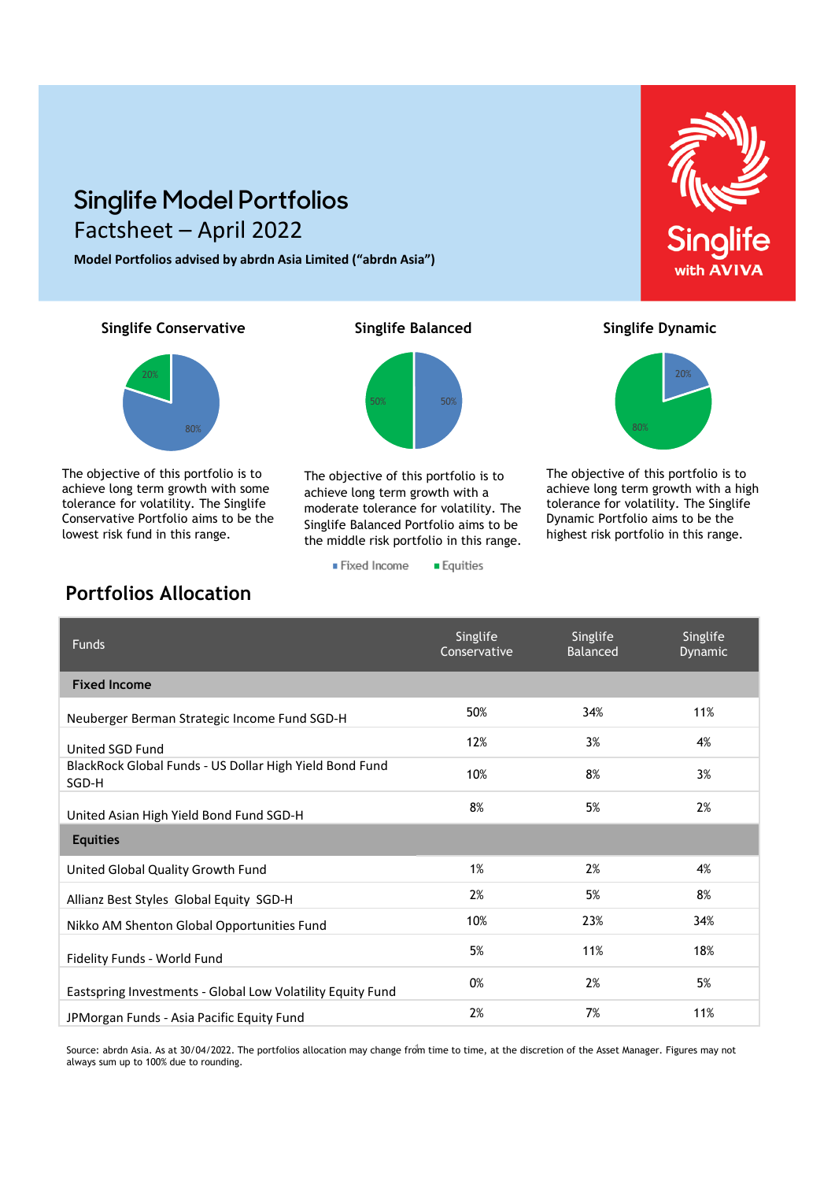# Singlife Model Portfolios

## Factsheet – April 2022

**Model Portfolios advised by abrdn Asia Limited ("abrdn Asia")**

Singlife with AVIVA

### Singlife Conservative

20% / 80%

The objective of this portfolio is to achieve long term growth with some tolerance for volatility. The Singlife Conservative Portfolio aims to be the lowest risk fund in this range.

### Singlife Balanced

50% / 50%

The objective of this portfolio is to achieve long term growth with a moderate tolerance for volatility. The Singlife Balanced Portfolio aims to be the middle risk portfolio in this range.

### Singlife Dynamic

20% / 80%

The objective of this portfolio is to achieve long term growth with a high tolerance for volatility. The Singlife Dynamic Portfolio aims to be the highest risk portfolio in this range.

Fixed Income   Equities

## Portfolios Allocation

| Funds | Singlife Conservative | Singlife Balanced | Singlife Dynamic |
|---|---|---|---|
| **Fixed Income** | | | |
| Neuberger Berman Strategic Income Fund SGD-H | 50% | 34% | 11% |
| United SGD Fund | 12% | 3% | 4% |
| BlackRock Global Funds - US Dollar High Yield Bond Fund SGD-H | 10% | 8% | 3% |
| United Asian High Yield Bond Fund SGD-H | 8% | 5% | 2% |
| **Equities** | | | |
| United Global Quality Growth Fund | 1% | 2% | 4% |
| Allianz Best Styles Global Equity SGD-H | 2% | 5% | 8% |
| Nikko AM Shenton Global Opportunities Fund | 10% | 23% | 34% |
| Fidelity Funds - World Fund | 5% | 11% | 18% |
| Eastspring Investments - Global Low Volatility Equity Fund | 0% | 2% | 5% |
| JPMorgan Funds - Asia Pacific Equity Fund | 2% | 7% | 11% |

Source: abrdn Asia. As at 30/04/2022. The portfolios allocation may change from time to time, at the discretion of the Asset Manager. Figures may not always sum up to 100% due to rounding.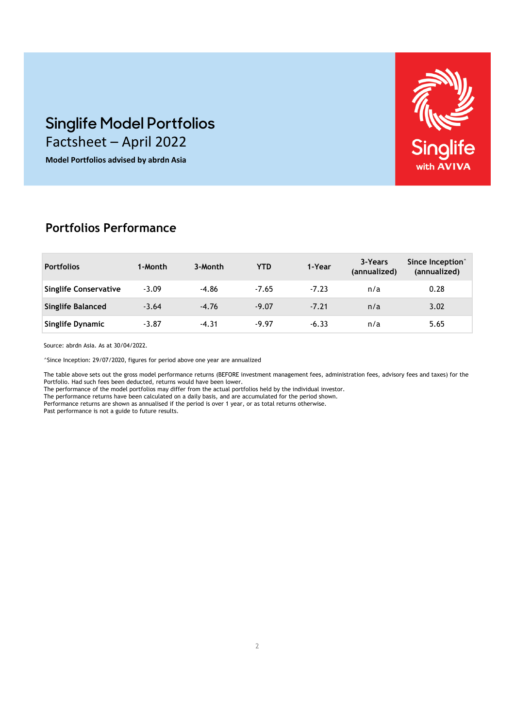# Singlife Model Portfolios

## Factsheet – April 2022

**Model Portfolios advised by abrdn Asia**

Singlife with AVIVA

## Portfolios Performance

| Portfolios | 1-Month | 3-Month | YTD | 1-Year | 3-Years (annualized) | Since Inception^ (annualized) |
|---|---|---|---|---|---|---|
| **Singlife Conservative** | -3.09 | -4.86 | -7.65 | -7.23 | n/a | 0.28 |
| **Singlife Balanced** | -3.64 | -4.76 | -9.07 | -7.21 | n/a | 3.02 |
| **Singlife Dynamic** | -3.87 | -4.31 | -9.97 | -6.33 | n/a | 5.65 |

Source: abrdn Asia. As at 30/04/2022.

^Since Inception: 29/07/2020, figures for period above one year are annualized

The table above sets out the gross model performance returns (BEFORE investment management fees, administration fees, advisory fees and taxes) for the Portfolio. Had such fees been deducted, returns would have been lower.
The performance of the model portfolios may differ from the actual portfolios held by the individual investor.
The performance returns have been calculated on a daily basis, and are accumulated for the period shown.
Performance returns are shown as annualised if the period is over 1 year, or as total returns otherwise.
Past performance is not a guide to future results.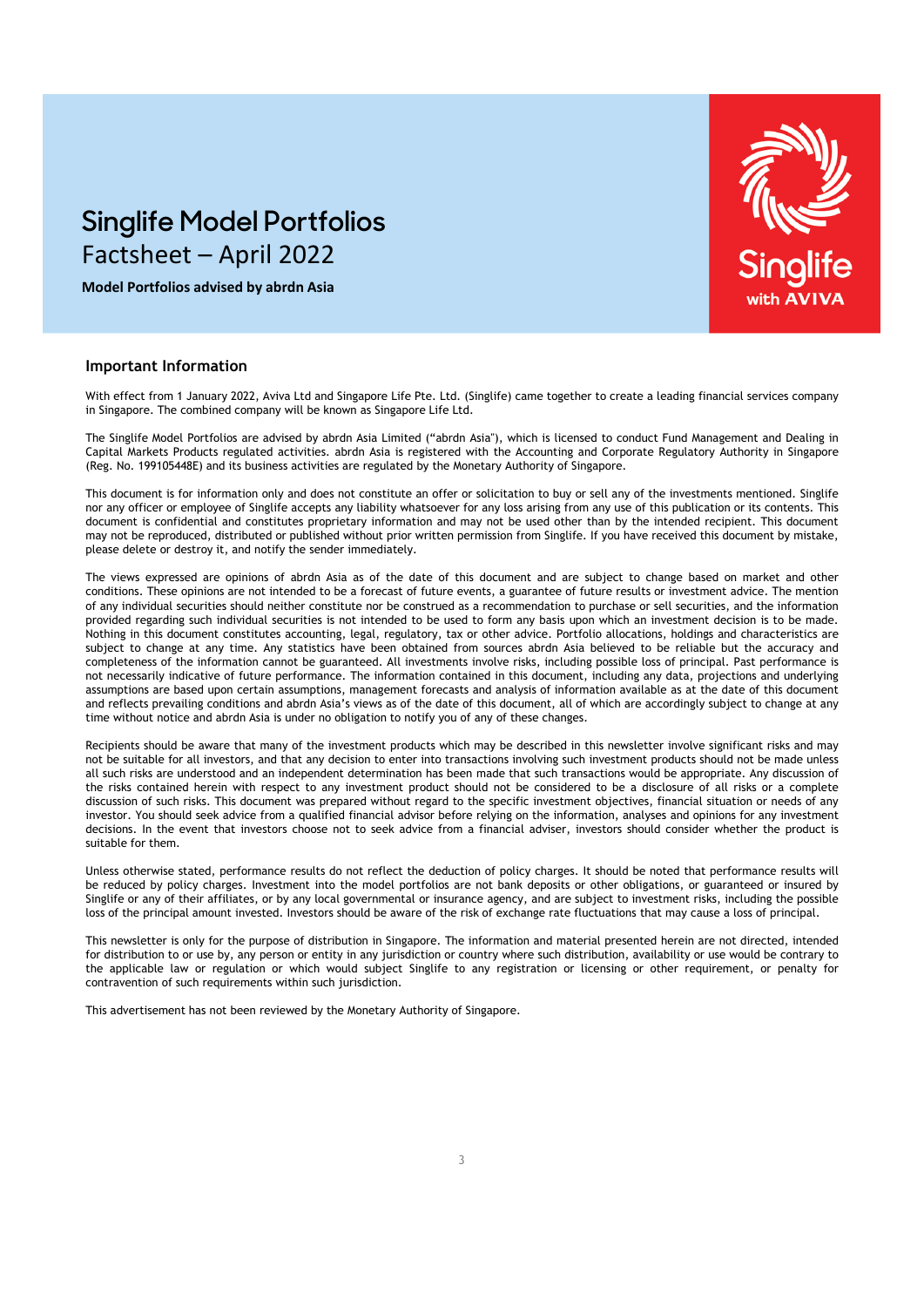# Singlife Model Portfolios

Factsheet – April 2022

**Model Portfolios advised by abrdn Asia**

Singlife with AVIVA

## Important Information

With effect from 1 January 2022, Aviva Ltd and Singapore Life Pte. Ltd. (Singlife) came together to create a leading financial services company in Singapore. The combined company will be known as Singapore Life Ltd.

The Singlife Model Portfolios are advised by abrdn Asia Limited ("abrdn Asia"), which is licensed to conduct Fund Management and Dealing in Capital Markets Products regulated activities. abrdn Asia is registered with the Accounting and Corporate Regulatory Authority in Singapore (Reg. No. 199105448E) and its business activities are regulated by the Monetary Authority of Singapore.

This document is for information only and does not constitute an offer or solicitation to buy or sell any of the investments mentioned. Singlife nor any officer or employee of Singlife accepts any liability whatsoever for any loss arising from any use of this publication or its contents. This document is confidential and constitutes proprietary information and may not be used other than by the intended recipient. This document may not be reproduced, distributed or published without prior written permission from Singlife. If you have received this document by mistake, please delete or destroy it, and notify the sender immediately.

The views expressed are opinions of abrdn Asia as of the date of this document and are subject to change based on market and other conditions. These opinions are not intended to be a forecast of future events, a guarantee of future results or investment advice. The mention of any individual securities should neither constitute nor be construed as a recommendation to purchase or sell securities, and the information provided regarding such individual securities is not intended to be used to form any basis upon which an investment decision is to be made. Nothing in this document constitutes accounting, legal, regulatory, tax or other advice. Portfolio allocations, holdings and characteristics are subject to change at any time. Any statistics have been obtained from sources abrdn Asia believed to be reliable but the accuracy and completeness of the information cannot be guaranteed. All investments involve risks, including possible loss of principal. Past performance is not necessarily indicative of future performance. The information contained in this document, including any data, projections and underlying assumptions are based upon certain assumptions, management forecasts and analysis of information available as at the date of this document and reflects prevailing conditions and abrdn Asia's views as of the date of this document, all of which are accordingly subject to change at any time without notice and abrdn Asia is under no obligation to notify you of any of these changes.

Recipients should be aware that many of the investment products which may be described in this newsletter involve significant risks and may not be suitable for all investors, and that any decision to enter into transactions involving such investment products should not be made unless all such risks are understood and an independent determination has been made that such transactions would be appropriate. Any discussion of the risks contained herein with respect to any investment product should not be considered to be a disclosure of all risks or a complete discussion of such risks. This document was prepared without regard to the specific investment objectives, financial situation or needs of any investor. You should seek advice from a qualified financial advisor before relying on the information, analyses and opinions for any investment decisions. In the event that investors choose not to seek advice from a financial adviser, investors should consider whether the product is suitable for them.

Unless otherwise stated, performance results do not reflect the deduction of policy charges. It should be noted that performance results will be reduced by policy charges. Investment into the model portfolios are not bank deposits or other obligations, or guaranteed or insured by Singlife or any of their affiliates, or by any local governmental or insurance agency, and are subject to investment risks, including the possible loss of the principal amount invested. Investors should be aware of the risk of exchange rate fluctuations that may cause a loss of principal.

This newsletter is only for the purpose of distribution in Singapore. The information and material presented herein are not directed, intended for distribution to or use by, any person or entity in any jurisdiction or country where such distribution, availability or use would be contrary to the applicable law or regulation or which would subject Singlife to any registration or licensing or other requirement, or penalty for contravention of such requirements within such jurisdiction.

This advertisement has not been reviewed by the Monetary Authority of Singapore.